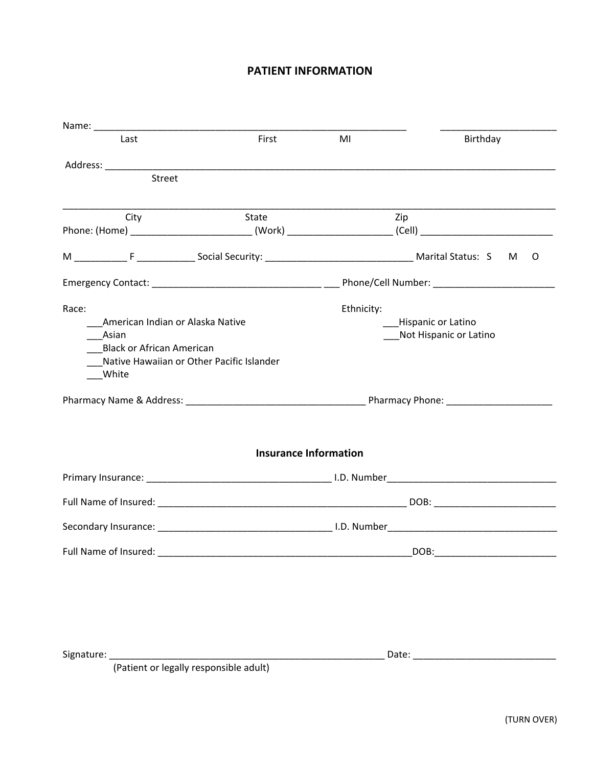# PATIENT INFORMATION

Name: ___________________________________________________________ ______________________
Last First MI Birthday

Address: ___________________________________________________________________________________
Street

___________________________________________________________________________________________
City State Zip

Phone: (Home) _______________________ (Work) ____________________ (Cell) _________________________

M __________ F ___________ Social Security: _____________________________ Marital Status: S M O

Emergency Contact: _________________________________ ___ Phone/Cell Number: ________________________

Race:

___American Indian or Alaska Native
___Asian
___Black or African American
___Native Hawaiian or Other Pacific Islander
___White

Ethnicity:

___Hispanic or Latino
___Not Hispanic or Latino

Pharmacy Name & Address: ___________________________________ Pharmacy Phone: ____________________

## Insurance Information

Primary Insurance: ____________________________________ I.D. Number_________________________________

Full Name of Insured: _________________________________________________ DOB: ________________________

Secondary Insurance: __________________________________ I.D. Number__________________________________

Full Name of Insured: __________________________________________________DOB:________________________

Signature: ______________________________________________________ Date: ____________________________
(Patient or legally responsible adult)

(TURN OVER)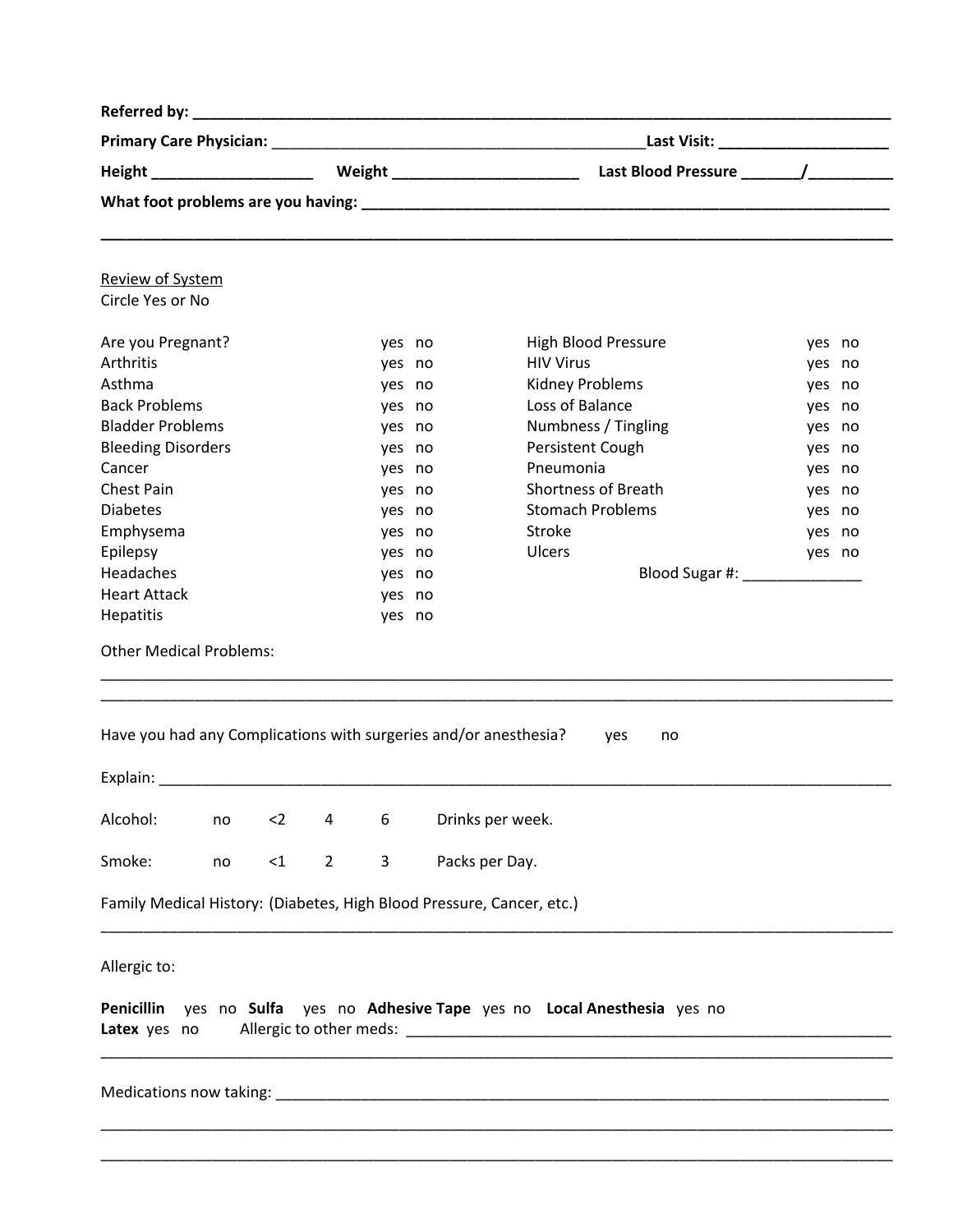**Referred by:** ______________________________________________________________________________

**Primary Care Physician:** ____________________________________________**Last Visit:** ___________________

**Height** __________________ **Weight** _____________________ **Last Blood Pressure** _______/_________

**What foot problems are you having:** ____________________________________________________________

______________________________________________________________________________________________

Review of System

Circle Yes or No

| | | | |
|---|---|---|---|
| Are you Pregnant? | yes no | High Blood Pressure | yes no |
| Arthritis | yes no | HIV Virus | yes no |
| Asthma | yes no | Kidney Problems | yes no |
| Back Problems | yes no | Loss of Balance | yes no |
| Bladder Problems | yes no | Numbness / Tingling | yes no |
| Bleeding Disorders | yes no | Persistent Cough | yes no |
| Cancer | yes no | Pneumonia | yes no |
| Chest Pain | yes no | Shortness of Breath | yes no |
| Diabetes | yes no | Stomach Problems | yes no |
| Emphysema | yes no | Stroke | yes no |
| Epilepsy | yes no | Ulcers | yes no |
| Headaches | yes no | Blood Sugar #: _____________ | |
| Heart Attack | yes no | | |
| Hepatitis | yes no | | |

Other Medical Problems:

______________________________________________________________________________________________

______________________________________________________________________________________________

Have you had any Complications with surgeries and/or anesthesia? yes no

Explain: _______________________________________________________________________________________

Alcohol: no <2 4 6 Drinks per week.

Smoke: no <1 2 3 Packs per Day.

Family Medical History: (Diabetes, High Blood Pressure, Cancer, etc.)

______________________________________________________________________________________________

Allergic to:

**Penicillin** yes no **Sulfa** yes no **Adhesive Tape** yes no **Local Anesthesia** yes no
**Latex** yes no Allergic to other meds: _____________________________________________________________

______________________________________________________________________________________________

Medications now taking: _______________________________________________________________________

______________________________________________________________________________________________

______________________________________________________________________________________________